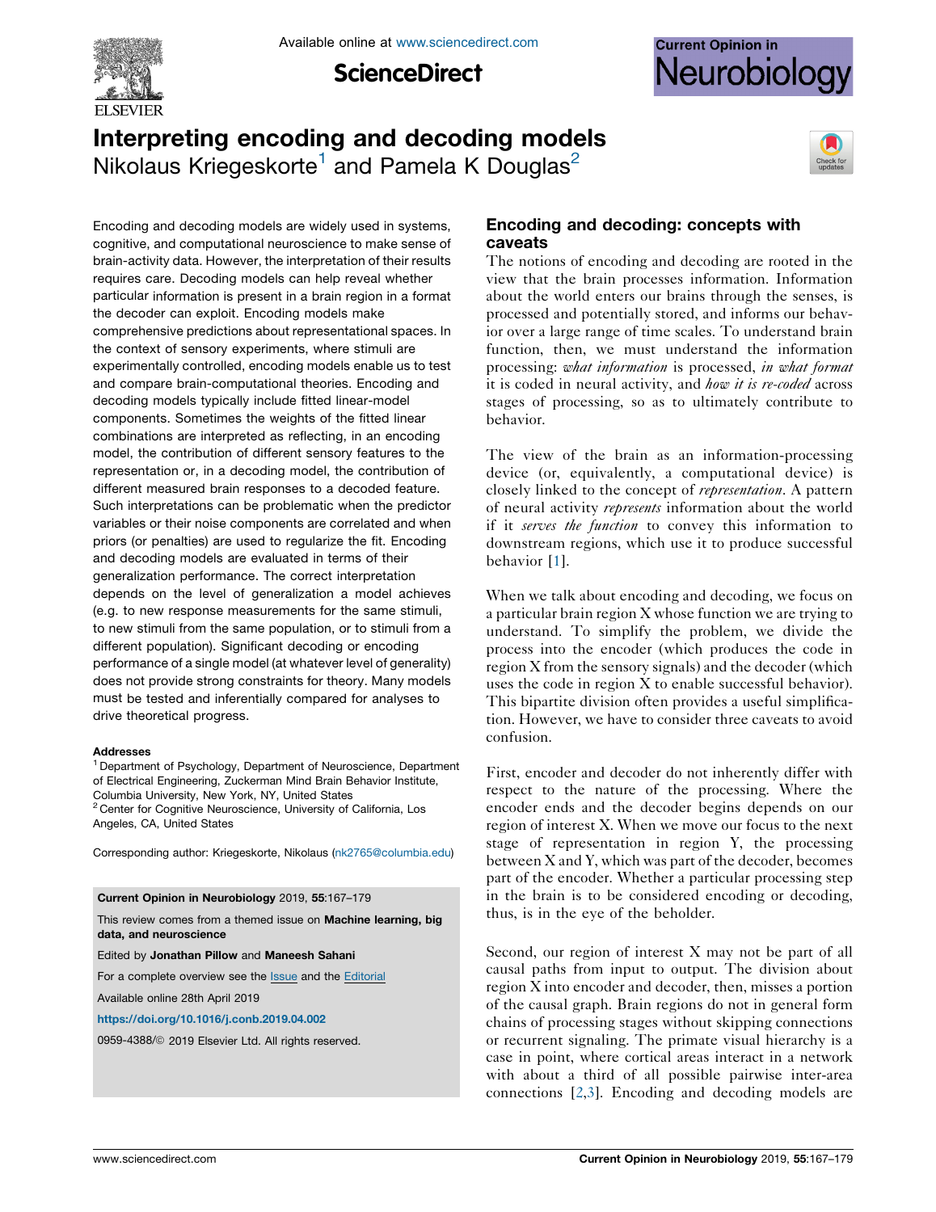# Interpreting encoding and decoding models

Nikolaus Kriegeskorte[1] and Pamela K Douglas[2]

Encoding and decoding models are widely used in systems, cognitive, and computational neuroscience to make sense of brain-activity data. However, the interpretation of their results requires care. Decoding models can help reveal whether particular information is present in a brain region in a format the decoder can exploit. Encoding models make comprehensive predictions about representational spaces. In the context of sensory experiments, where stimuli are experimentally controlled, encoding models enable us to test and compare brain-computational theories. Encoding and decoding models typically include fitted linear-model components. Sometimes the weights of the fitted linear combinations are interpreted as reflecting, in an encoding model, the contribution of different sensory features to the representation or, in a decoding model, the contribution of different measured brain responses to a decoded feature. Such interpretations can be problematic when the predictor variables or their noise components are correlated and when priors (or penalties) are used to regularize the fit. Encoding and decoding models are evaluated in terms of their generalization performance. The correct interpretation depends on the level of generalization a model achieves (e.g. to new response measurements for the same stimuli, to new stimuli from the same population, or to stimuli from a different population). Significant decoding or encoding performance of a single model (at whatever level of generality) does not provide strong constraints for theory. Many models must be tested and inferentially compared for analyses to drive theoretical progress.

**Addresses**

[1] Department of Psychology, Department of Neuroscience, Department of Electrical Engineering, Zuckerman Mind Brain Behavior Institute, Columbia University, New York, NY, United States

[2] Center for Cognitive Neuroscience, University of California, Los Angeles, CA, United States

Corresponding author: Kriegeskorte, Nikolaus (nk2765@columbia.edu)

**Current Opinion in Neurobiology** 2019, **55**:167–179

This review comes from a themed issue on **Machine learning, big data, and neuroscience**

Edited by **Jonathan Pillow** and **Maneesh Sahani**

For a complete overview see the Issue and the Editorial

Available online 28th April 2019

https://doi.org/10.1016/j.conb.2019.04.002

0959-4388/© 2019 Elsevier Ltd. All rights reserved.

## Encoding and decoding: concepts with caveats

The notions of encoding and decoding are rooted in the view that the brain processes information. Information about the world enters our brains through the senses, is processed and potentially stored, and informs our behavior over a large range of time scales. To understand brain function, then, we must understand the information processing: *what information* is processed, *in what format* it is coded in neural activity, and *how it is re-coded* across stages of processing, so as to ultimately contribute to behavior.

The view of the brain as an information-processing device (or, equivalently, a computational device) is closely linked to the concept of *representation*. A pattern of neural activity *represents* information about the world if it *serves the function* to convey this information to downstream regions, which use it to produce successful behavior [1].

When we talk about encoding and decoding, we focus on a particular brain region X whose function we are trying to understand. To simplify the problem, we divide the process into the encoder (which produces the code in region X from the sensory signals) and the decoder (which uses the code in region X to enable successful behavior). This bipartite division often provides a useful simplification. However, we have to consider three caveats to avoid confusion.

First, encoder and decoder do not inherently differ with respect to the nature of the processing. Where the encoder ends and the decoder begins depends on our region of interest X. When we move our focus to the next stage of representation in region Y, the processing between X and Y, which was part of the decoder, becomes part of the encoder. Whether a particular processing step in the brain is to be considered encoding or decoding, thus, is in the eye of the beholder.

Second, our region of interest X may not be part of all causal paths from input to output. The division about region X into encoder and decoder, then, misses a portion of the causal graph. Brain regions do not in general form chains of processing stages without skipping connections or recurrent signaling. The primate visual hierarchy is a case in point, where cortical areas interact in a network with about a third of all possible pairwise inter-area connections [2,3]. Encoding and decoding models are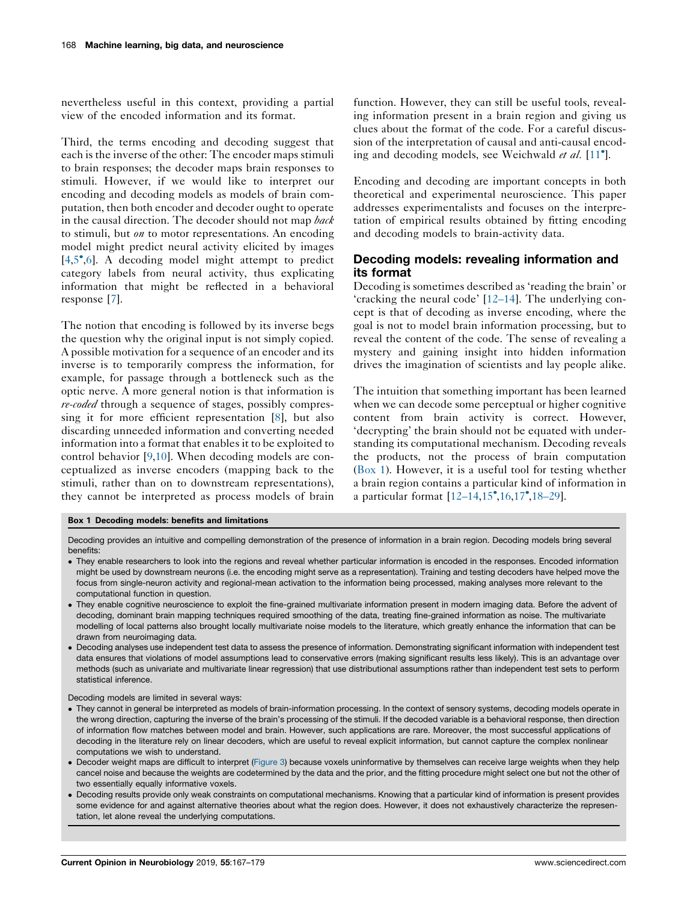nevertheless useful in this context, providing a partial view of the encoded information and its format.

Third, the terms encoding and decoding suggest that each is the inverse of the other: The encoder maps stimuli to brain responses; the decoder maps brain responses to stimuli. However, if we would like to interpret our encoding and decoding models as models of brain computation, then both encoder and decoder ought to operate in the causal direction. The decoder should not map *back* to stimuli, but *on* to motor representations. An encoding model might predict neural activity elicited by images [4,5•,6]. A decoding model might attempt to predict category labels from neural activity, thus explicating information that might be reflected in a behavioral response [7].

The notion that encoding is followed by its inverse begs the question why the original input is not simply copied. A possible motivation for a sequence of an encoder and its inverse is to temporarily compress the information, for example, for passage through a bottleneck such as the optic nerve. A more general notion is that information is *re-coded* through a sequence of stages, possibly compressing it for more efficient representation [8], but also discarding unneeded information and converting needed information into a format that enables it to be exploited to control behavior [9,10]. When decoding models are conceptualized as inverse encoders (mapping back to the stimuli, rather than on to downstream representations), they cannot be interpreted as process models of brain function. However, they can still be useful tools, revealing information present in a brain region and giving us clues about the format of the code. For a careful discussion of the interpretation of causal and anti-causal encoding and decoding models, see Weichwald *et al.* [11•].

Encoding and decoding are important concepts in both theoretical and experimental neuroscience. This paper addresses experimentalists and focuses on the interpretation of empirical results obtained by fitting encoding and decoding models to brain-activity data.

## Decoding models: revealing information and its format

Decoding is sometimes described as 'reading the brain' or 'cracking the neural code' [12–14]. The underlying concept is that of decoding as inverse encoding, where the goal is not to model brain information processing, but to reveal the content of the code. The sense of revealing a mystery and gaining insight into hidden information drives the imagination of scientists and lay people alike.

The intuition that something important has been learned when we can decode some perceptual or higher cognitive content from brain activity is correct. However, 'decrypting' the brain should not be equated with understanding its computational mechanism. Decoding reveals the products, not the process of brain computation (Box 1). However, it is a useful tool for testing whether a brain region contains a particular kind of information in a particular format [12–14,15•,16,17•,18–29].

**Box 1 Decoding models: benefits and limitations**

Decoding provides an intuitive and compelling demonstration of the presence of information in a brain region. Decoding models bring several benefits:

- They enable researchers to look into the regions and reveal whether particular information is encoded in the responses. Encoded information might be used by downstream neurons (i.e. the encoding might serve as a representation). Training and testing decoders have helped move the focus from single-neuron activity and regional-mean activation to the information being processed, making analyses more relevant to the computational function in question.
- They enable cognitive neuroscience to exploit the fine-grained multivariate information present in modern imaging data. Before the advent of decoding, dominant brain mapping techniques required smoothing of the data, treating fine-grained information as noise. The multivariate modelling of local patterns also brought locally multivariate noise models to the literature, which greatly enhance the information that can be drawn from neuroimaging data.
- Decoding analyses use independent test data to assess the presence of information. Demonstrating significant information with independent test data ensures that violations of model assumptions lead to conservative errors (making significant results less likely). This is an advantage over methods (such as univariate and multivariate linear regression) that use distributional assumptions rather than independent test sets to perform statistical inference.

Decoding models are limited in several ways:

- They cannot in general be interpreted as models of brain-information processing. In the context of sensory systems, decoding models operate in the wrong direction, capturing the inverse of the brain's processing of the stimuli. If the decoded variable is a behavioral response, then direction of information flow matches between model and brain. However, such applications are rare. Moreover, the most successful applications of decoding in the literature rely on linear decoders, which are useful to reveal explicit information, but cannot capture the complex nonlinear computations we wish to understand.
- Decoder weight maps are difficult to interpret (Figure 3) because voxels uninformative by themselves can receive large weights when they help cancel noise and because the weights are codetermined by the data and the prior, and the fitting procedure might select one but not the other of two essentially equally informative voxels.
- Decoding results provide only weak constraints on computational mechanisms. Knowing that a particular kind of information is present provides some evidence for and against alternative theories about what the region does. However, it does not exhaustively characterize the representation, let alone reveal the underlying computations.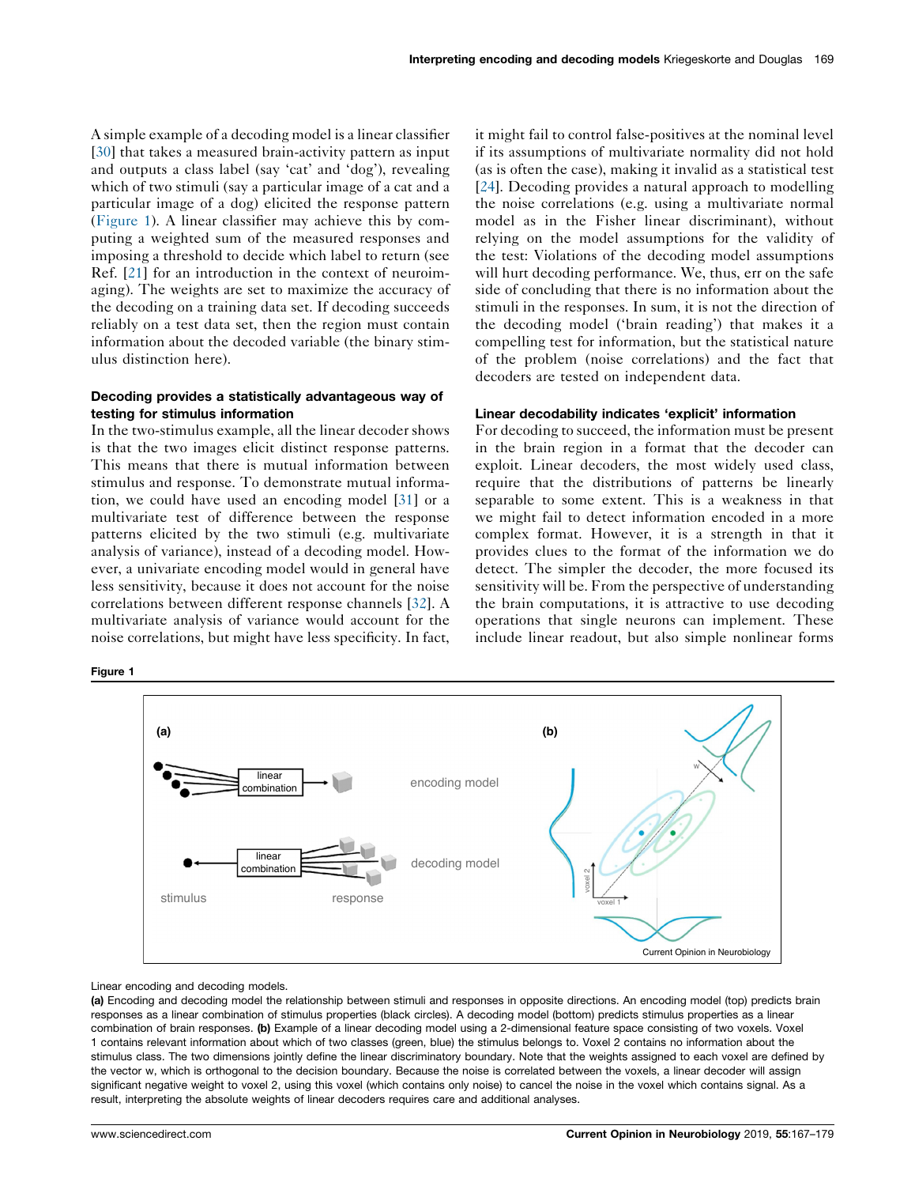A simple example of a decoding model is a linear classifier [30] that takes a measured brain-activity pattern as input and outputs a class label (say 'cat' and 'dog'), revealing which of two stimuli (say a particular image of a cat and a particular image of a dog) elicited the response pattern (Figure 1). A linear classifier may achieve this by computing a weighted sum of the measured responses and imposing a threshold to decide which label to return (see Ref. [21] for an introduction in the context of neuroimaging). The weights are set to maximize the accuracy of the decoding on a training data set. If decoding succeeds reliably on a test data set, then the region must contain information about the decoded variable (the binary stimulus distinction here).

### Decoding provides a statistically advantageous way of testing for stimulus information

In the two-stimulus example, all the linear decoder shows is that the two images elicit distinct response patterns. This means that there is mutual information between stimulus and response. To demonstrate mutual information, we could have used an encoding model [31] or a multivariate test of difference between the response patterns elicited by the two stimuli (e.g. multivariate analysis of variance), instead of a decoding model. However, a univariate encoding model would in general have less sensitivity, because it does not account for the noise correlations between different response channels [32]. A multivariate analysis of variance would account for the noise correlations, but might have less specificity. In fact, it might fail to control false-positives at the nominal level if its assumptions of multivariate normality did not hold (as is often the case), making it invalid as a statistical test [24]. Decoding provides a natural approach to modelling the noise correlations (e.g. using a multivariate normal model as in the Fisher linear discriminant), without relying on the model assumptions for the validity of the test: Violations of the decoding model assumptions will hurt decoding performance. We, thus, err on the safe side of concluding that there is no information about the stimuli in the responses. In sum, it is not the direction of the decoding model ('brain reading') that makes it a compelling test for information, but the statistical nature of the problem (noise correlations) and the fact that decoders are tested on independent data.

### Linear decodability indicates 'explicit' information

For decoding to succeed, the information must be present in the brain region in a format that the decoder can exploit. Linear decoders, the most widely used class, require that the distributions of patterns be linearly separable to some extent. This is a weakness in that we might fail to detect information encoded in a more complex format. However, it is a strength in that it provides clues to the format of the information we do detect. The simpler the decoder, the more focused its sensitivity will be. From the perspective of understanding the brain computations, it is attractive to use decoding operations that single neurons can implement. These include linear readout, but also simple nonlinear forms

**Figure 1**

(a)

linear combination

encoding model

linear combination

decoding model

stimulus

response

(b)

w

voxel 2

voxel 1

Current Opinion in Neurobiology

Linear encoding and decoding models.

**(a)** Encoding and decoding model the relationship between stimuli and responses in opposite directions. An encoding model (top) predicts brain responses as a linear combination of stimulus properties (black circles). A decoding model (bottom) predicts stimulus properties as a linear combination of brain responses. **(b)** Example of a linear decoding model using a 2-dimensional feature space consisting of two voxels. Voxel 1 contains relevant information about which of two classes (green, blue) the stimulus belongs to. Voxel 2 contains no information about the stimulus class. The two dimensions jointly define the linear discriminatory boundary. Note that the weights assigned to each voxel are defined by the vector w, which is orthogonal to the decision boundary. Because the noise is correlated between the voxels, a linear decoder will assign significant negative weight to voxel 2, using this voxel (which contains only noise) to cancel the noise in the voxel which contains signal. As a result, interpreting the absolute weights of linear decoders requires care and additional analyses.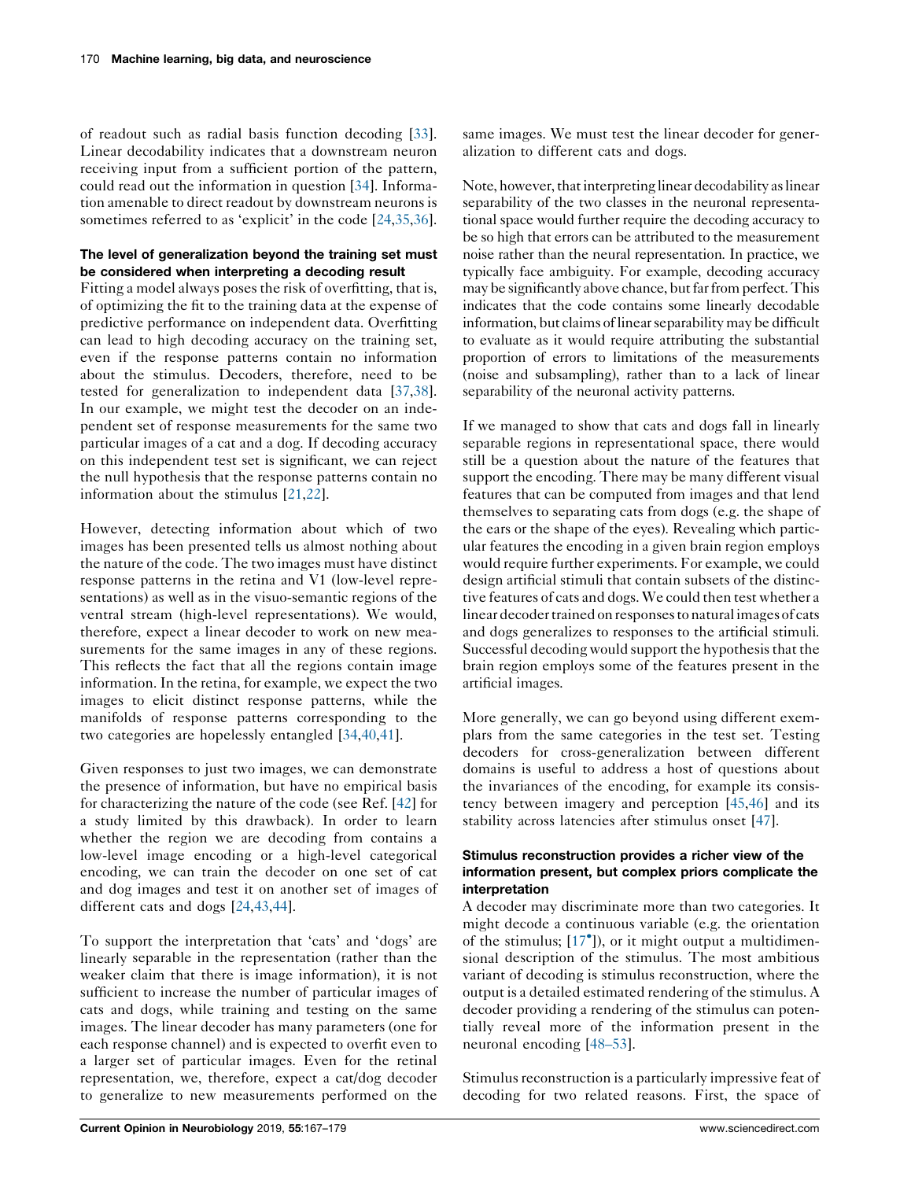of readout such as radial basis function decoding [33]. Linear decodability indicates that a downstream neuron receiving input from a sufficient portion of the pattern, could read out the information in question [34]. Information amenable to direct readout by downstream neurons is sometimes referred to as 'explicit' in the code [24,35,36].

### The level of generalization beyond the training set must be considered when interpreting a decoding result

Fitting a model always poses the risk of overfitting, that is, of optimizing the fit to the training data at the expense of predictive performance on independent data. Overfitting can lead to high decoding accuracy on the training set, even if the response patterns contain no information about the stimulus. Decoders, therefore, need to be tested for generalization to independent data [37,38]. In our example, we might test the decoder on an independent set of response measurements for the same two particular images of a cat and a dog. If decoding accuracy on this independent test set is significant, we can reject the null hypothesis that the response patterns contain no information about the stimulus [21,22].

However, detecting information about which of two images has been presented tells us almost nothing about the nature of the code. The two images must have distinct response patterns in the retina and V1 (low-level representations) as well as in the visuo-semantic regions of the ventral stream (high-level representations). We would, therefore, expect a linear decoder to work on new measurements for the same images in any of these regions. This reflects the fact that all the regions contain image information. In the retina, for example, we expect the two images to elicit distinct response patterns, while the manifolds of response patterns corresponding to the two categories are hopelessly entangled [34,40,41].

Given responses to just two images, we can demonstrate the presence of information, but have no empirical basis for characterizing the nature of the code (see Ref. [42] for a study limited by this drawback). In order to learn whether the region we are decoding from contains a low-level image encoding or a high-level categorical encoding, we can train the decoder on one set of cat and dog images and test it on another set of images of different cats and dogs [24,43,44].

To support the interpretation that 'cats' and 'dogs' are linearly separable in the representation (rather than the weaker claim that there is image information), it is not sufficient to increase the number of particular images of cats and dogs, while training and testing on the same images. The linear decoder has many parameters (one for each response channel) and is expected to overfit even to a larger set of particular images. Even for the retinal representation, we, therefore, expect a cat/dog decoder to generalize to new measurements performed on the same images. We must test the linear decoder for generalization to different cats and dogs.

Note, however, that interpreting linear decodability as linear separability of the two classes in the neuronal representational space would further require the decoding accuracy to be so high that errors can be attributed to the measurement noise rather than the neural representation. In practice, we typically face ambiguity. For example, decoding accuracy may be significantly above chance, but far from perfect. This indicates that the code contains some linearly decodable information, but claims of linear separability may be difficult to evaluate as it would require attributing the substantial proportion of errors to limitations of the measurements (noise and subsampling), rather than to a lack of linear separability of the neuronal activity patterns.

If we managed to show that cats and dogs fall in linearly separable regions in representational space, there would still be a question about the nature of the features that support the encoding. There may be many different visual features that can be computed from images and that lend themselves to separating cats from dogs (e.g. the shape of the ears or the shape of the eyes). Revealing which particular features the encoding in a given brain region employs would require further experiments. For example, we could design artificial stimuli that contain subsets of the distinctive features of cats and dogs. We could then test whether a linear decoder trained on responses to natural images of cats and dogs generalizes to responses to the artificial stimuli. Successful decoding would support the hypothesis that the brain region employs some of the features present in the artificial images.

More generally, we can go beyond using different exemplars from the same categories in the test set. Testing decoders for cross-generalization between different domains is useful to address a host of questions about the invariances of the encoding, for example its consistency between imagery and perception [45,46] and its stability across latencies after stimulus onset [47].

### Stimulus reconstruction provides a richer view of the information present, but complex priors complicate the interpretation

A decoder may discriminate more than two categories. It might decode a continuous variable (e.g. the orientation of the stimulus; [17•]), or it might output a multidimensional description of the stimulus. The most ambitious variant of decoding is stimulus reconstruction, where the output is a detailed estimated rendering of the stimulus. A decoder providing a rendering of the stimulus can potentially reveal more of the information present in the neuronal encoding [48–53].

Stimulus reconstruction is a particularly impressive feat of decoding for two related reasons. First, the space of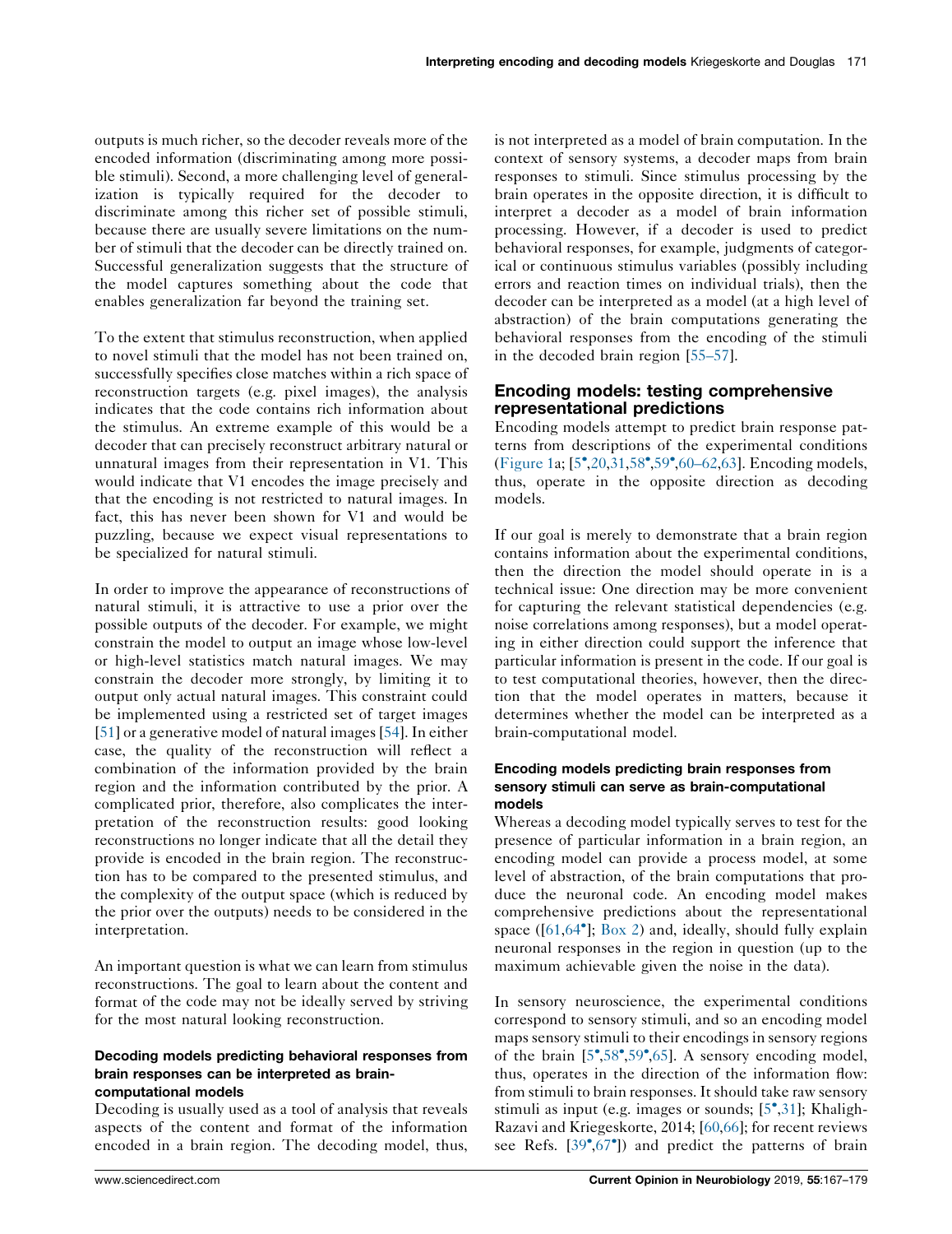outputs is much richer, so the decoder reveals more of the encoded information (discriminating among more possible stimuli). Second, a more challenging level of generalization is typically required for the decoder to discriminate among this richer set of possible stimuli, because there are usually severe limitations on the number of stimuli that the decoder can be directly trained on. Successful generalization suggests that the structure of the model captures something about the code that enables generalization far beyond the training set.

To the extent that stimulus reconstruction, when applied to novel stimuli that the model has not been trained on, successfully specifies close matches within a rich space of reconstruction targets (e.g. pixel images), the analysis indicates that the code contains rich information about the stimulus. An extreme example of this would be a decoder that can precisely reconstruct arbitrary natural or unnatural images from their representation in V1. This would indicate that V1 encodes the image precisely and that the encoding is not restricted to natural images. In fact, this has never been shown for V1 and would be puzzling, because we expect visual representations to be specialized for natural stimuli.

In order to improve the appearance of reconstructions of natural stimuli, it is attractive to use a prior over the possible outputs of the decoder. For example, we might constrain the model to output an image whose low-level or high-level statistics match natural images. We may constrain the decoder more strongly, by limiting it to output only actual natural images. This constraint could be implemented using a restricted set of target images [51] or a generative model of natural images [54]. In either case, the quality of the reconstruction will reflect a combination of the information provided by the brain region and the information contributed by the prior. A complicated prior, therefore, also complicates the interpretation of the reconstruction results: good looking reconstructions no longer indicate that all the detail they provide is encoded in the brain region. The reconstruction has to be compared to the presented stimulus, and the complexity of the output space (which is reduced by the prior over the outputs) needs to be considered in the interpretation.

An important question is what we can learn from stimulus reconstructions. The goal to learn about the content and format of the code may not be ideally served by striving for the most natural looking reconstruction.

### Decoding models predicting behavioral responses from brain responses can be interpreted as brain-computational models

Decoding is usually used as a tool of analysis that reveals aspects of the content and format of the information encoded in a brain region. The decoding model, thus, is not interpreted as a model of brain computation. In the context of sensory systems, a decoder maps from brain responses to stimuli. Since stimulus processing by the brain operates in the opposite direction, it is difficult to interpret a decoder as a model of brain information processing. However, if a decoder is used to predict behavioral responses, for example, judgments of categorical or continuous stimulus variables (possibly including errors and reaction times on individual trials), then the decoder can be interpreted as a model (at a high level of abstraction) of the brain computations generating the behavioral responses from the encoding of the stimuli in the decoded brain region [55–57].

## Encoding models: testing comprehensive representational predictions

Encoding models attempt to predict brain response patterns from descriptions of the experimental conditions (Figure 1a; [5•,20,31,58•,59•,60–62,63]. Encoding models, thus, operate in the opposite direction as decoding models.

If our goal is merely to demonstrate that a brain region contains information about the experimental conditions, then the direction the model should operate in is a technical issue: One direction may be more convenient for capturing the relevant statistical dependencies (e.g. noise correlations among responses), but a model operating in either direction could support the inference that particular information is present in the code. If our goal is to test computational theories, however, then the direction that the model operates in matters, because it determines whether the model can be interpreted as a brain-computational model.

### Encoding models predicting brain responses from sensory stimuli can serve as brain-computational models

Whereas a decoding model typically serves to test for the presence of particular information in a brain region, an encoding model can provide a process model, at some level of abstraction, of the brain computations that produce the neuronal code. An encoding model makes comprehensive predictions about the representational space ([61,64•]; Box 2) and, ideally, should fully explain neuronal responses in the region in question (up to the maximum achievable given the noise in the data).

In sensory neuroscience, the experimental conditions correspond to sensory stimuli, and so an encoding model maps sensory stimuli to their encodings in sensory regions of the brain [5•,58•,59•,65]. A sensory encoding model, thus, operates in the direction of the information flow: from stimuli to brain responses. It should take raw sensory stimuli as input (e.g. images or sounds; [5•,31]; Khaligh-Razavi and Kriegeskorte, 2014; [60,66]; for recent reviews see Refs. [39•,67•]) and predict the patterns of brain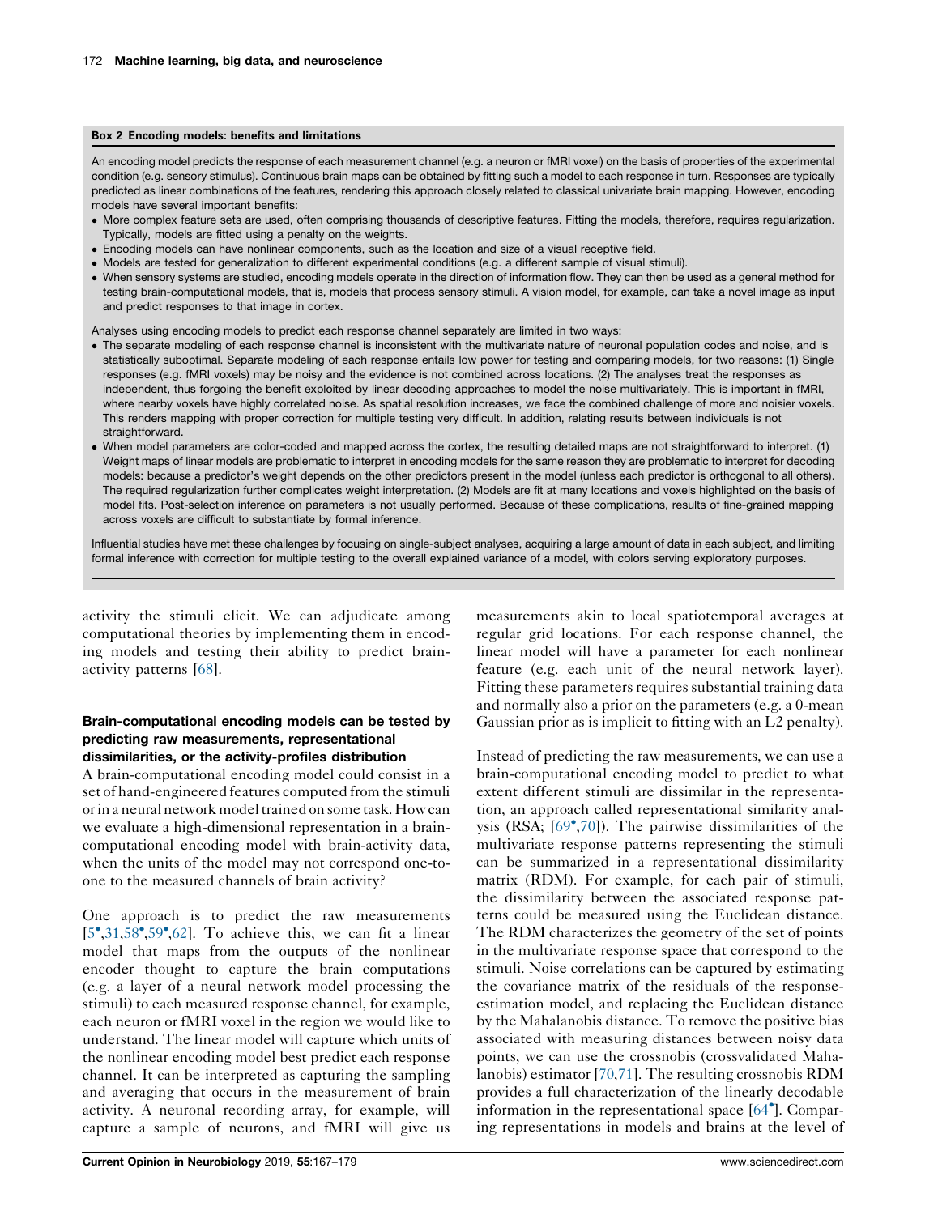**Box 2 Encoding models: benefits and limitations**

An encoding model predicts the response of each measurement channel (e.g. a neuron or fMRI voxel) on the basis of properties of the experimental condition (e.g. sensory stimulus). Continuous brain maps can be obtained by fitting such a model to each response in turn. Responses are typically predicted as linear combinations of the features, rendering this approach closely related to classical univariate brain mapping. However, encoding models have several important benefits:

- More complex feature sets are used, often comprising thousands of descriptive features. Fitting the models, therefore, requires regularization. Typically, models are fitted using a penalty on the weights.
- Encoding models can have nonlinear components, such as the location and size of a visual receptive field.
- Models are tested for generalization to different experimental conditions (e.g. a different sample of visual stimuli).
- When sensory systems are studied, encoding models operate in the direction of information flow. They can then be used as a general method for testing brain-computational models, that is, models that process sensory stimuli. A vision model, for example, can take a novel image as input and predict responses to that image in cortex.

Analyses using encoding models to predict each response channel separately are limited in two ways:

- The separate modeling of each response channel is inconsistent with the multivariate nature of neuronal population codes and noise, and is statistically suboptimal. Separate modeling of each response entails low power for testing and comparing models, for two reasons: (1) Single responses (e.g. fMRI voxels) may be noisy and the evidence is not combined across locations. (2) The analyses treat the responses as independent, thus forgoing the benefit exploited by linear decoding approaches to model the noise multivariately. This is important in fMRI, where nearby voxels have highly correlated noise. As spatial resolution increases, we face the combined challenge of more and noisier voxels. This renders mapping with proper correction for multiple testing very difficult. In addition, relating results between individuals is not straightforward.
- When model parameters are color-coded and mapped across the cortex, the resulting detailed maps are not straightforward to interpret. (1) Weight maps of linear models are problematic to interpret in encoding models for the same reason they are problematic to interpret for decoding models: because a predictor's weight depends on the other predictors present in the model (unless each predictor is orthogonal to all others). The required regularization further complicates weight interpretation. (2) Models are fit at many locations and voxels highlighted on the basis of model fits. Post-selection inference on parameters is not usually performed. Because of these complications, results of fine-grained mapping across voxels are difficult to substantiate by formal inference.

Influential studies have met these challenges by focusing on single-subject analyses, acquiring a large amount of data in each subject, and limiting formal inference with correction for multiple testing to the overall explained variance of a model, with colors serving exploratory purposes.

activity the stimuli elicit. We can adjudicate among computational theories by implementing them in encoding models and testing their ability to predict brain-activity patterns [68].

## Brain-computational encoding models can be tested by predicting raw measurements, representational dissimilarities, or the activity-profiles distribution

A brain-computational encoding model could consist in a set of hand-engineered features computed from the stimuli or in a neural network model trained on some task. How can we evaluate a high-dimensional representation in a brain-computational encoding model with brain-activity data, when the units of the model may not correspond one-to-one to the measured channels of brain activity?

One approach is to predict the raw measurements [5•,31,58•,59•,62]. To achieve this, we can fit a linear model that maps from the outputs of the nonlinear encoder thought to capture the brain computations (e.g. a layer of a neural network model processing the stimuli) to each measured response channel, for example, each neuron or fMRI voxel in the region we would like to understand. The linear model will capture which units of the nonlinear encoding model best predict each response channel. It can be interpreted as capturing the sampling and averaging that occurs in the measurement of brain activity. A neuronal recording array, for example, will capture a sample of neurons, and fMRI will give us measurements akin to local spatiotemporal averages at regular grid locations. For each response channel, the linear model will have a parameter for each nonlinear feature (e.g. each unit of the neural network layer). Fitting these parameters requires substantial training data and normally also a prior on the parameters (e.g. a 0-mean Gaussian prior as is implicit to fitting with an $L2$ penalty).

Instead of predicting the raw measurements, we can use a brain-computational encoding model to predict to what extent different stimuli are dissimilar in the representation, an approach called representational similarity analysis (RSA; [69•,70]). The pairwise dissimilarities of the multivariate response patterns representing the stimuli can be summarized in a representational dissimilarity matrix (RDM). For example, for each pair of stimuli, the dissimilarity between the associated response patterns could be measured using the Euclidean distance. The RDM characterizes the geometry of the set of points in the multivariate response space that correspond to the stimuli. Noise correlations can be captured by estimating the covariance matrix of the residuals of the response-estimation model, and replacing the Euclidean distance by the Mahalanobis distance. To remove the positive bias associated with measuring distances between noisy data points, we can use the crossnobis (crossvalidated Mahalanobis) estimator [70,71]. The resulting crossnobis RDM provides a full characterization of the linearly decodable information in the representational space [64•]. Comparing representations in models and brains at the level of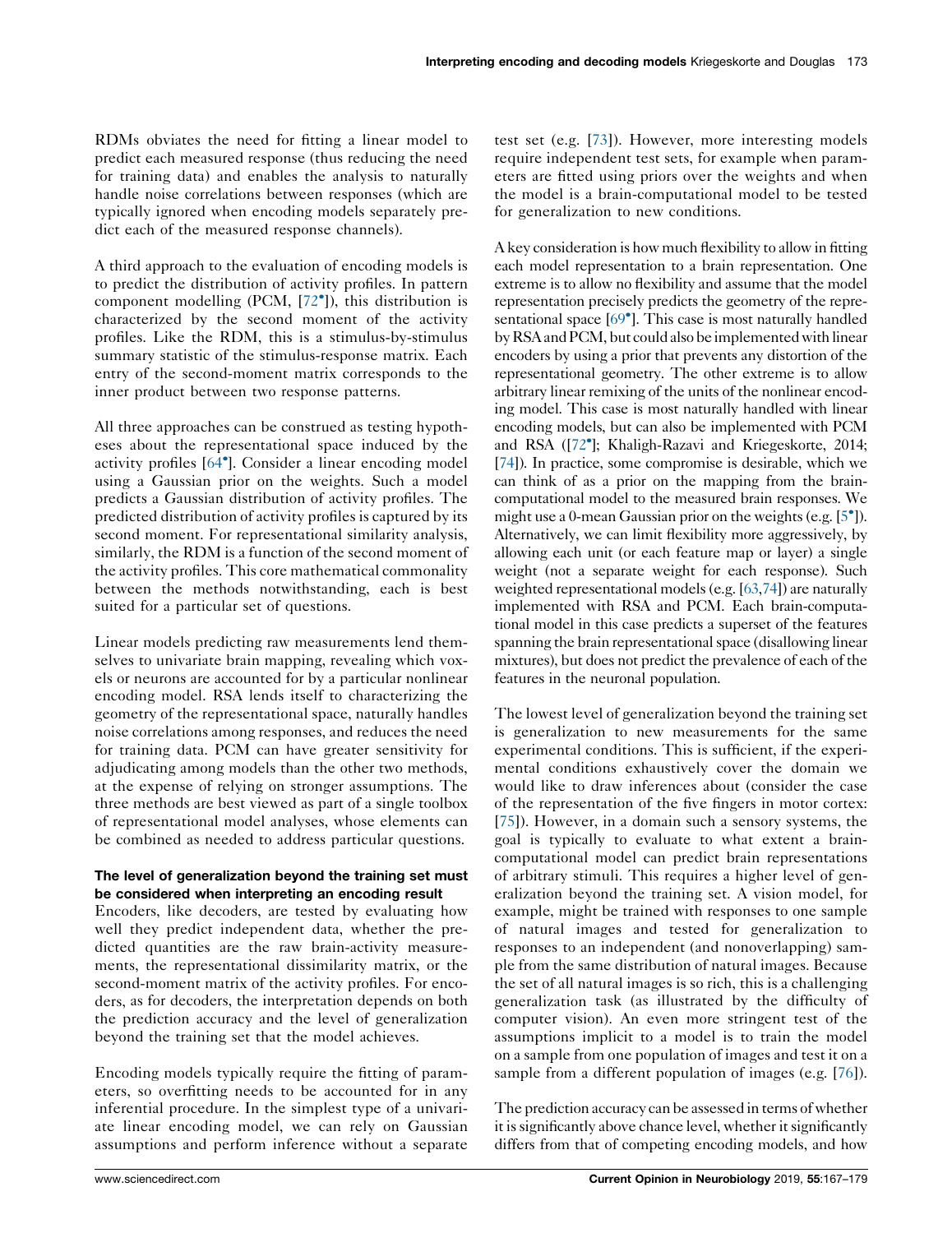RDMs obviates the need for fitting a linear model to predict each measured response (thus reducing the need for training data) and enables the analysis to naturally handle noise correlations between responses (which are typically ignored when encoding models separately predict each of the measured response channels).

A third approach to the evaluation of encoding models is to predict the distribution of activity profiles. In pattern component modelling (PCM, [72•]), this distribution is characterized by the second moment of the activity profiles. Like the RDM, this is a stimulus-by-stimulus summary statistic of the stimulus-response matrix. Each entry of the second-moment matrix corresponds to the inner product between two response patterns.

All three approaches can be construed as testing hypotheses about the representational space induced by the activity profiles [64•]. Consider a linear encoding model using a Gaussian prior on the weights. Such a model predicts a Gaussian distribution of activity profiles. The predicted distribution of activity profiles is captured by its second moment. For representational similarity analysis, similarly, the RDM is a function of the second moment of the activity profiles. This core mathematical commonality between the methods notwithstanding, each is best suited for a particular set of questions.

Linear models predicting raw measurements lend themselves to univariate brain mapping, revealing which voxels or neurons are accounted for by a particular nonlinear encoding model. RSA lends itself to characterizing the geometry of the representational space, naturally handles noise correlations among responses, and reduces the need for training data. PCM can have greater sensitivity for adjudicating among models than the other two methods, at the expense of relying on stronger assumptions. The three methods are best viewed as part of a single toolbox of representational model analyses, whose elements can be combined as needed to address particular questions.

### The level of generalization beyond the training set must be considered when interpreting an encoding result

Encoders, like decoders, are tested by evaluating how well they predict independent data, whether the predicted quantities are the raw brain-activity measurements, the representational dissimilarity matrix, or the second-moment matrix of the activity profiles. For encoders, as for decoders, the interpretation depends on both the prediction accuracy and the level of generalization beyond the training set that the model achieves.

Encoding models typically require the fitting of parameters, so overfitting needs to be accounted for in any inferential procedure. In the simplest type of a univariate linear encoding model, we can rely on Gaussian assumptions and perform inference without a separate test set (e.g. [73]). However, more interesting models require independent test sets, for example when parameters are fitted using priors over the weights and when the model is a brain-computational model to be tested for generalization to new conditions.

A key consideration is how much flexibility to allow in fitting each model representation to a brain representation. One extreme is to allow no flexibility and assume that the model representation precisely predicts the geometry of the representational space [69•]. This case is most naturally handled by RSA and PCM, but could also be implemented with linear encoders by using a prior that prevents any distortion of the representational geometry. The other extreme is to allow arbitrary linear remixing of the units of the nonlinear encoding model. This case is most naturally handled with linear encoding models, but can also be implemented with PCM and RSA ([72•]; Khaligh-Razavi and Kriegeskorte, 2014; [74]). In practice, some compromise is desirable, which we can think of as a prior on the mapping from the brain-computational model to the measured brain responses. We might use a 0-mean Gaussian prior on the weights (e.g. [5•]). Alternatively, we can limit flexibility more aggressively, by allowing each unit (or each feature map or layer) a single weight (not a separate weight for each response). Such weighted representational models (e.g. [63,74]) are naturally implemented with RSA and PCM. Each brain-computational model in this case predicts a superset of the features spanning the brain representational space (disallowing linear mixtures), but does not predict the prevalence of each of the features in the neuronal population.

The lowest level of generalization beyond the training set is generalization to new measurements for the same experimental conditions. This is sufficient, if the experimental conditions exhaustively cover the domain we would like to draw inferences about (consider the case of the representation of the five fingers in motor cortex: [75]). However, in a domain such a sensory systems, the goal is typically to evaluate to what extent a brain-computational model can predict brain representations of arbitrary stimuli. This requires a higher level of generalization beyond the training set. A vision model, for example, might be trained with responses to one sample of natural images and tested for generalization to responses to an independent (and nonoverlapping) sample from the same distribution of natural images. Because the set of all natural images is so rich, this is a challenging generalization task (as illustrated by the difficulty of computer vision). An even more stringent test of the assumptions implicit to a model is to train the model on a sample from one population of images and test it on a sample from a different population of images (e.g. [76]).

The prediction accuracy can be assessed in terms of whether it is significantly above chance level, whether it significantly differs from that of competing encoding models, and how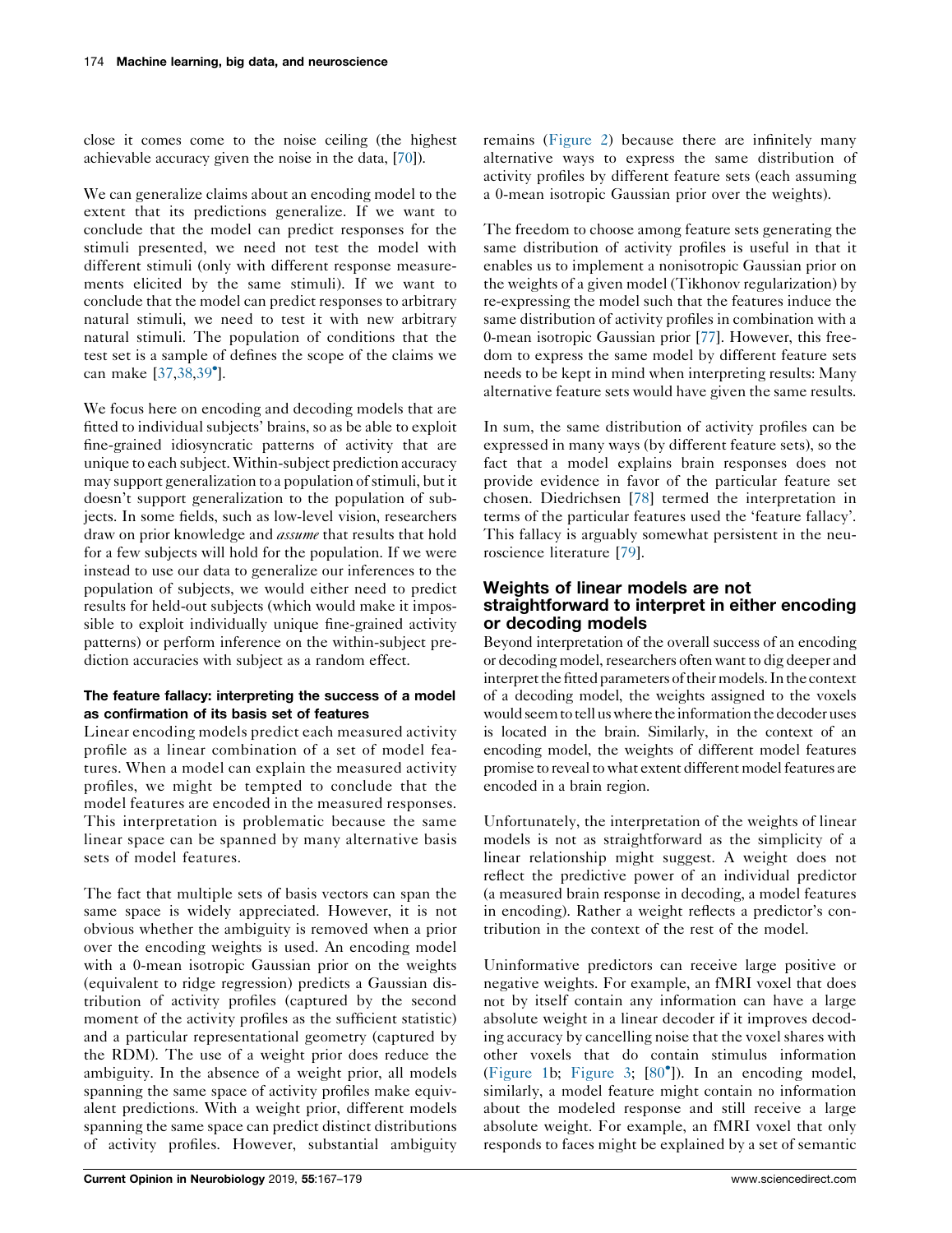close it comes come to the noise ceiling (the highest achievable accuracy given the noise in the data, [70]).

We can generalize claims about an encoding model to the extent that its predictions generalize. If we want to conclude that the model can predict responses for the stimuli presented, we need not test the model with different stimuli (only with different response measurements elicited by the same stimuli). If we want to conclude that the model can predict responses to arbitrary natural stimuli, we need to test it with new arbitrary natural stimuli. The population of conditions that the test set is a sample of defines the scope of the claims we can make [37,38,39•].

We focus here on encoding and decoding models that are fitted to individual subjects' brains, so as be able to exploit fine-grained idiosyncratic patterns of activity that are unique to each subject. Within-subject prediction accuracy may support generalization to a population of stimuli, but it doesn't support generalization to the population of subjects. In some fields, such as low-level vision, researchers draw on prior knowledge and *assume* that results that hold for a few subjects will hold for the population. If we were instead to use our data to generalize our inferences to the population of subjects, we would either need to predict results for held-out subjects (which would make it impossible to exploit individually unique fine-grained activity patterns) or perform inference on the within-subject prediction accuracies with subject as a random effect.

#### The feature fallacy: interpreting the success of a model as confirmation of its basis set of features

Linear encoding models predict each measured activity profile as a linear combination of a set of model features. When a model can explain the measured activity profiles, we might be tempted to conclude that the model features are encoded in the measured responses. This interpretation is problematic because the same linear space can be spanned by many alternative basis sets of model features.

The fact that multiple sets of basis vectors can span the same space is widely appreciated. However, it is not obvious whether the ambiguity is removed when a prior over the encoding weights is used. An encoding model with a 0-mean isotropic Gaussian prior on the weights (equivalent to ridge regression) predicts a Gaussian distribution of activity profiles (captured by the second moment of the activity profiles as the sufficient statistic) and a particular representational geometry (captured by the RDM). The use of a weight prior does reduce the ambiguity. In the absence of a weight prior, all models spanning the same space of activity profiles make equivalent predictions. With a weight prior, different models spanning the same space can predict distinct distributions of activity profiles. However, substantial ambiguity remains (Figure 2) because there are infinitely many alternative ways to express the same distribution of activity profiles by different feature sets (each assuming a 0-mean isotropic Gaussian prior over the weights).

The freedom to choose among feature sets generating the same distribution of activity profiles is useful in that it enables us to implement a nonisotropic Gaussian prior on the weights of a given model (Tikhonov regularization) by re-expressing the model such that the features induce the same distribution of activity profiles in combination with a 0-mean isotropic Gaussian prior [77]. However, this freedom to express the same model by different feature sets needs to be kept in mind when interpreting results: Many alternative feature sets would have given the same results.

In sum, the same distribution of activity profiles can be expressed in many ways (by different feature sets), so the fact that a model explains brain responses does not provide evidence in favor of the particular feature set chosen. Diedrichsen [78] termed the interpretation in terms of the particular features used the 'feature fallacy'. This fallacy is arguably somewhat persistent in the neuroscience literature [79].

### Weights of linear models are not straightforward to interpret in either encoding or decoding models

Beyond interpretation of the overall success of an encoding or decoding model, researchers often want to dig deeper and interpret the fitted parameters of their models. In the context of a decoding model, the weights assigned to the voxels would seem to tell us where the information the decoder uses is located in the brain. Similarly, in the context of an encoding model, the weights of different model features promise to reveal to what extent different model features are encoded in a brain region.

Unfortunately, the interpretation of the weights of linear models is not as straightforward as the simplicity of a linear relationship might suggest. A weight does not reflect the predictive power of an individual predictor (a measured brain response in decoding, a model features in encoding). Rather a weight reflects a predictor's contribution in the context of the rest of the model.

Uninformative predictors can receive large positive or negative weights. For example, an fMRI voxel that does not by itself contain any information can have a large absolute weight in a linear decoder if it improves decoding accuracy by cancelling noise that the voxel shares with other voxels that do contain stimulus information (Figure 1b; Figure 3; [80•]). In an encoding model, similarly, a model feature might contain no information about the modeled response and still receive a large absolute weight. For example, an fMRI voxel that only responds to faces might be explained by a set of semantic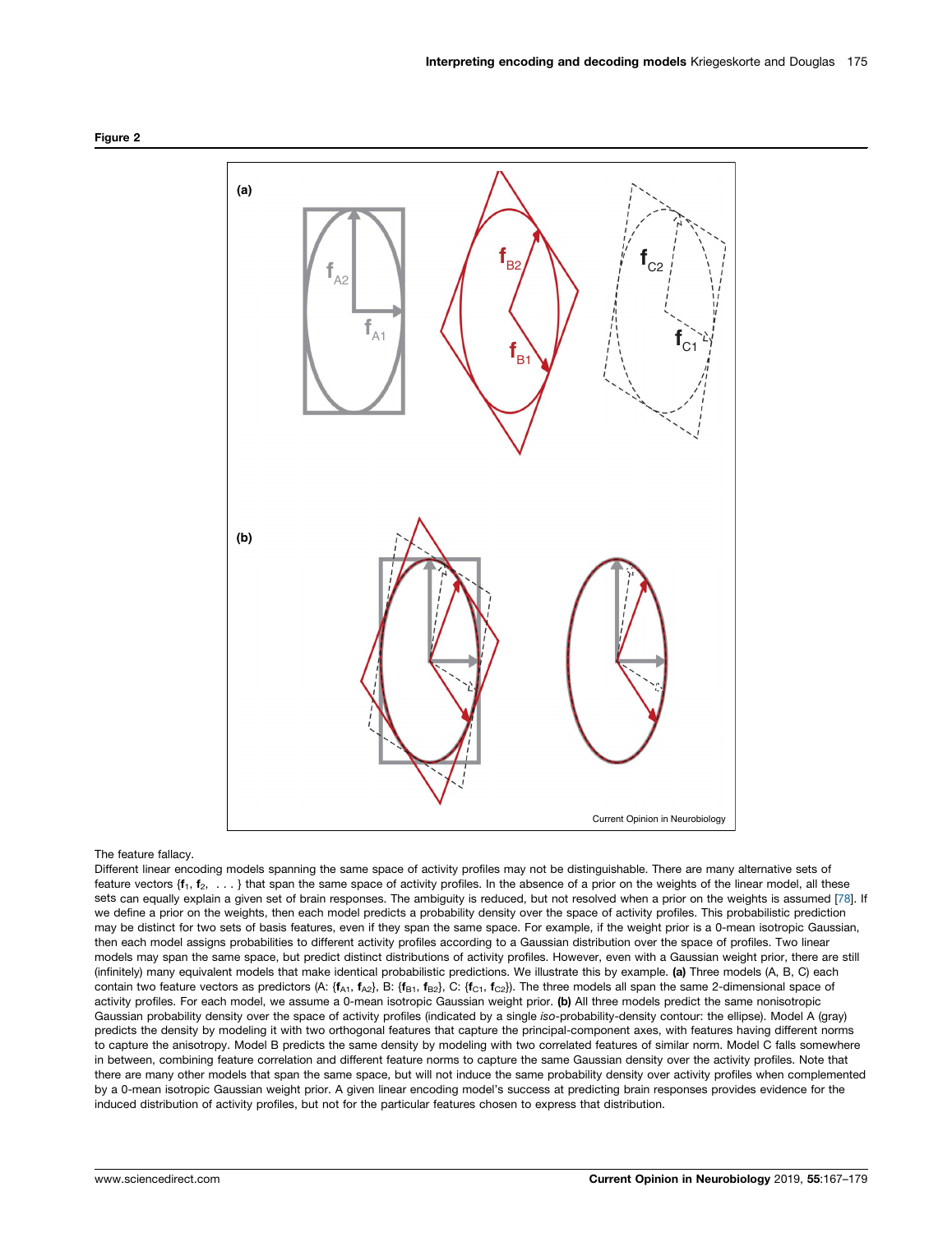Figure 2

(a)

$\mathbf{f}_{A2}$

$\mathbf{f}_{A1}$

$\mathbf{f}_{B2}$

$\mathbf{f}_{B1}$

$\mathbf{f}_{C2}$

$\mathbf{f}_{C1}$

(b)

Current Opinion in Neurobiology

The feature fallacy.

Different linear encoding models spanning the same space of activity profiles may not be distinguishable. There are many alternative sets of feature vectors $\{\mathbf{f}_1, \mathbf{f}_2, \ldots\}$ that span the same space of activity profiles. In the absence of a prior on the weights of the linear model, all these sets can equally explain a given set of brain responses. The ambiguity is reduced, but not resolved when a prior on the weights is assumed [78]. If we define a prior on the weights, then each model predicts a probability density over the space of activity profiles. This probabilistic prediction may be distinct for two sets of basis features, even if they span the same space. For example, if the weight prior is a 0-mean isotropic Gaussian, then each model assigns probabilities to different activity profiles according to a Gaussian distribution over the space of profiles. Two linear models may span the same space, but predict distinct distributions of activity profiles. However, even with a Gaussian weight prior, there are still (infinitely) many equivalent models that make identical probabilistic predictions. We illustrate this by example. **(a)** Three models (A, B, C) each contain two feature vectors as predictors (A: $\{\mathbf{f}_{A1}, \mathbf{f}_{A2}\}$, B: $\{\mathbf{f}_{B1}, \mathbf{f}_{B2}\}$, C: $\{\mathbf{f}_{C1}, \mathbf{f}_{C2}\}$). The three models all span the same 2-dimensional space of activity profiles. For each model, we assume a 0-mean isotropic Gaussian weight prior. **(b)** All three models predict the same nonisotropic Gaussian probability density over the space of activity profiles (indicated by a single *iso*-probability-density contour: the ellipse). Model A (gray) predicts the density by modeling it with two orthogonal features that capture the principal-component axes, with features having different norms to capture the anisotropy. Model B predicts the same density by modeling with two correlated features of similar norm. Model C falls somewhere in between, combining feature correlation and different feature norms to capture the same Gaussian density over the activity profiles. Note that there are many other models that span the same space, but will not induce the same probability density over activity profiles when complemented by a 0-mean isotropic Gaussian weight prior. A given linear encoding model's success at predicting brain responses provides evidence for the induced distribution of activity profiles, but not for the particular features chosen to express that distribution.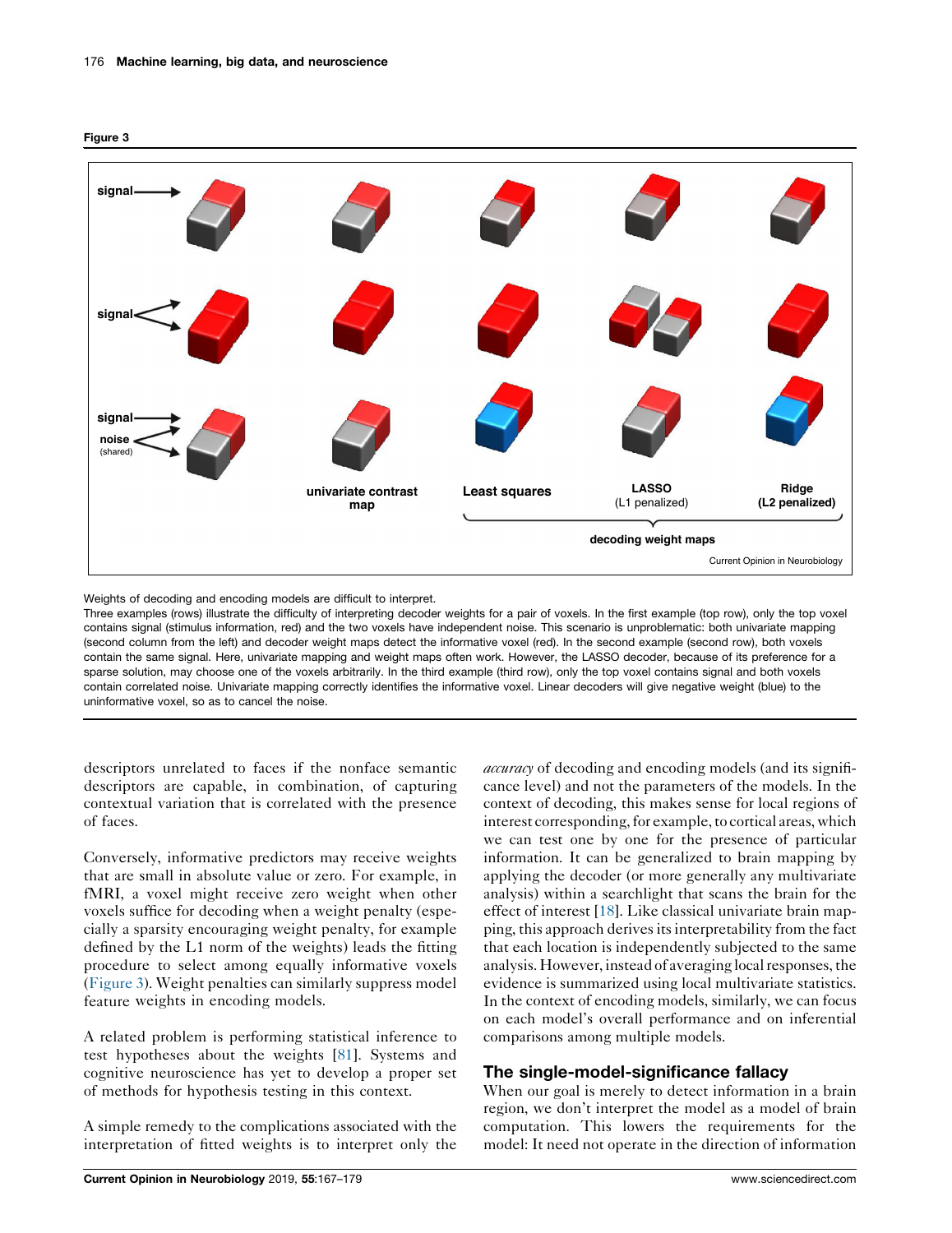**Figure 3**

signal

signal

signal

noise
(shared)

univariate contrast map

Least squares

LASSO
(L1 penalized)

Ridge
(L2 penalized)

decoding weight maps

Current Opinion in Neurobiology

Weights of decoding and encoding models are difficult to interpret.
Three examples (rows) illustrate the difficulty of interpreting decoder weights for a pair of voxels. In the first example (top row), only the top voxel contains signal (stimulus information, red) and the two voxels have independent noise. This scenario is unproblematic: both univariate mapping (second column from the left) and decoder weight maps detect the informative voxel (red). In the second example (second row), both voxels contain the same signal. Here, univariate mapping and weight maps often work. However, the LASSO decoder, because of its preference for a sparse solution, may choose one of the voxels arbitrarily. In the third example (third row), only the top voxel contains signal and both voxels contain correlated noise. Univariate mapping correctly identifies the informative voxel. Linear decoders will give negative weight (blue) to the uninformative voxel, so as to cancel the noise.

descriptors unrelated to faces if the nonface semantic descriptors are capable, in combination, of capturing contextual variation that is correlated with the presence of faces.

Conversely, informative predictors may receive weights that are small in absolute value or zero. For example, in fMRI, a voxel might receive zero weight when other voxels suffice for decoding when a weight penalty (especially a sparsity encouraging weight penalty, for example defined by the L1 norm of the weights) leads the fitting procedure to select among equally informative voxels (Figure 3). Weight penalties can similarly suppress model feature weights in encoding models.

A related problem is performing statistical inference to test hypotheses about the weights [81]. Systems and cognitive neuroscience has yet to develop a proper set of methods for hypothesis testing in this context.

A simple remedy to the complications associated with the interpretation of fitted weights is to interpret only the *accuracy* of decoding and encoding models (and its significance level) and not the parameters of the models. In the context of decoding, this makes sense for local regions of interest corresponding, for example, to cortical areas, which we can test one by one for the presence of particular information. It can be generalized to brain mapping by applying the decoder (or more generally any multivariate analysis) within a searchlight that scans the brain for the effect of interest [18]. Like classical univariate brain mapping, this approach derives its interpretability from the fact that each location is independently subjected to the same analysis. However, instead of averaging local responses, the evidence is summarized using local multivariate statistics. In the context of encoding models, similarly, we can focus on each model's overall performance and on inferential comparisons among multiple models.

## The single-model-significance fallacy

When our goal is merely to detect information in a brain region, we don't interpret the model as a model of brain computation. This lowers the requirements for the model: It need not operate in the direction of information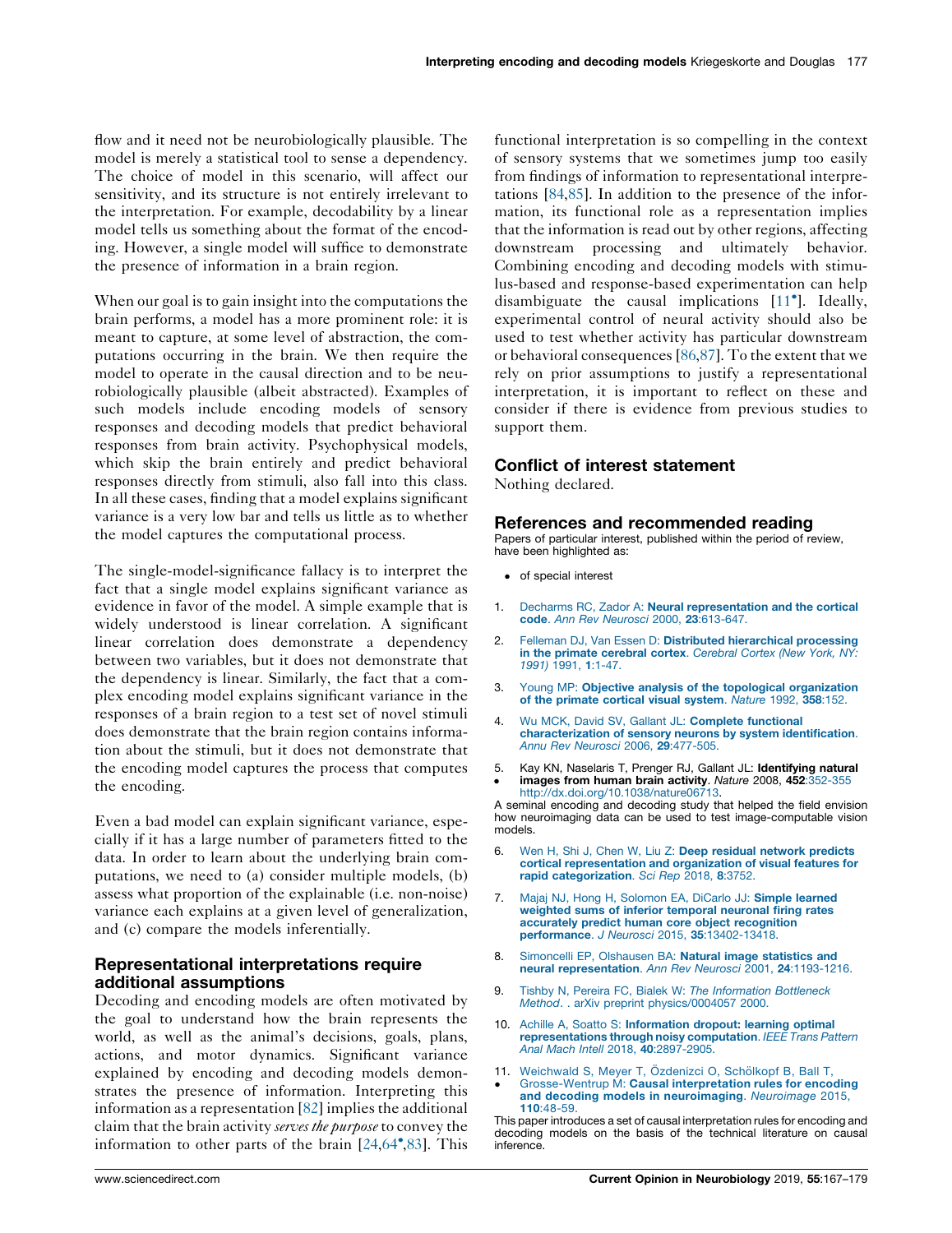flow and it need not be neurobiologically plausible. The model is merely a statistical tool to sense a dependency. The choice of model in this scenario, will affect our sensitivity, and its structure is not entirely irrelevant to the interpretation. For example, decodability by a linear model tells us something about the format of the encoding. However, a single model will suffice to demonstrate the presence of information in a brain region.

When our goal is to gain insight into the computations the brain performs, a model has a more prominent role: it is meant to capture, at some level of abstraction, the computations occurring in the brain. We then require the model to operate in the causal direction and to be neurobiologically plausible (albeit abstracted). Examples of such models include encoding models of sensory responses and decoding models that predict behavioral responses from brain activity. Psychophysical models, which skip the brain entirely and predict behavioral responses directly from stimuli, also fall into this class. In all these cases, finding that a model explains significant variance is a very low bar and tells us little as to whether the model captures the computational process.

The single-model-significance fallacy is to interpret the fact that a single model explains significant variance as evidence in favor of the model. A simple example that is widely understood is linear correlation. A significant linear correlation does demonstrate a dependency between two variables, but it does not demonstrate that the dependency is linear. Similarly, the fact that a complex encoding model explains significant variance in the responses of a brain region to a test set of novel stimuli does demonstrate that the brain region contains information about the stimuli, but it does not demonstrate that the encoding model captures the process that computes the encoding.

Even a bad model can explain significant variance, especially if it has a large number of parameters fitted to the data. In order to learn about the underlying brain computations, we need to (a) consider multiple models, (b) assess what proportion of the explainable (i.e. non-noise) variance each explains at a given level of generalization, and (c) compare the models inferentially.

## Representational interpretations require additional assumptions

Decoding and encoding models are often motivated by the goal to understand how the brain represents the world, as well as the animal's decisions, goals, plans, actions, and motor dynamics. Significant variance explained by encoding and decoding models demonstrates the presence of information. Interpreting this information as a representation [82] implies the additional claim that the brain activity *serves the purpose* to convey the information to other parts of the brain [24,64•,83]. This functional interpretation is so compelling in the context of sensory systems that we sometimes jump too easily from findings of information to representational interpretations [84,85]. In addition to the presence of the information, its functional role as a representation implies that the information is read out by other regions, affecting downstream processing and ultimately behavior. Combining encoding and decoding models with stimulus-based and response-based experimentation can help disambiguate the causal implications [11•]. Ideally, experimental control of neural activity should also be used to test whether activity has particular downstream or behavioral consequences [86,87]. To the extent that we rely on prior assumptions to justify a representational interpretation, it is important to reflect on these and consider if there is evidence from previous studies to support them.

## Conflict of interest statement

Nothing declared.

## References and recommended reading

Papers of particular interest, published within the period of review, have been highlighted as:

- of special interest

1. Decharms RC, Zador A: **Neural representation and the cortical code**. *Ann Rev Neurosci* 2000, **23**:613-647.
2. Felleman DJ, Van Essen D: **Distributed hierarchical processing in the primate cerebral cortex**. *Cerebral Cortex (New York, NY: 1991)* 1991, **1**:1-47.
3. Young MP: **Objective analysis of the topological organization of the primate cortical visual system**. *Nature* 1992, **358**:152.
4. Wu MCK, David SV, Gallant JL: **Complete functional characterization of sensory neurons by system identification**. *Annu Rev Neurosci* 2006, **29**:477-505.
5. • Kay KN, Naselaris T, Prenger RJ, Gallant JL: **Identifying natural images from human brain activity**. *Nature* 2008, **452**:352-355 http://dx.doi.org/10.1038/nature06713.
A seminal encoding and decoding study that helped the field envision how neuroimaging data can be used to test image-computable vision models.
6. Wen H, Shi J, Chen W, Liu Z: **Deep residual network predicts cortical representation and organization of visual features for rapid categorization**. *Sci Rep* 2018, **8**:3752.
7. Majaj NJ, Hong H, Solomon EA, DiCarlo JJ: **Simple learned weighted sums of inferior temporal neuronal firing rates accurately predict human core object recognition performance**. *J Neurosci* 2015, **35**:13402-13418.
8. Simoncelli EP, Olshausen BA: **Natural image statistics and neural representation**. *Ann Rev Neurosci* 2001, **24**:1193-1216.
9. Tishby N, Pereira FC, Bialek W: *The Information Bottleneck Method*. . arXiv preprint physics/0004057 2000.
10. Achille A, Soatto S: **Information dropout: learning optimal representations through noisy computation**. *IEEE Trans Pattern Anal Mach Intell* 2018, **40**:2897-2905.
11. • Weichwald S, Meyer T, Özdenizci O, Schölkopf B, Ball T, Grosse-Wentrup M: **Causal interpretation rules for encoding and decoding models in neuroimaging**. *Neuroimage* 2015, **110**:48-59.
This paper introduces a set of causal interpretation rules for encoding and decoding models on the basis of the technical literature on causal inference.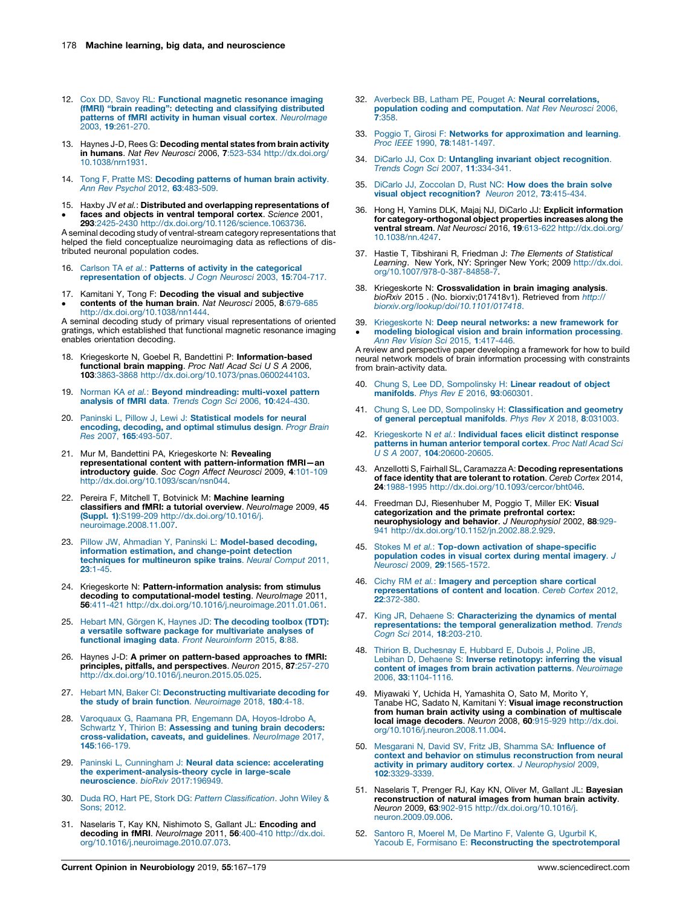12. Cox DD, Savoy RL: **Functional magnetic resonance imaging (fMRI) "brain reading": detecting and classifying distributed patterns of fMRI activity in human visual cortex**. *NeuroImage* 2003, **19**:261-270.

13. Haynes J-D, Rees G: **Decoding mental states from brain activity in humans**. *Nat Rev Neurosci* 2006, **7**:523-534 http://dx.doi.org/10.1038/nrn1931.

14. Tong F, Pratte MS: **Decoding patterns of human brain activity**. *Ann Rev Psychol* 2012, **63**:483-509.

15. • Haxby JV *et al.*: **Distributed and overlapping representations of faces and objects in ventral temporal cortex**. *Science* 2001, **293**:2425-2430 http://dx.doi.org/10.1126/science.1063736.
A seminal decoding study of ventral-stream category representations that helped the field conceptualize neuroimaging data as reflections of distributed neuronal population codes.

16. Carlson TA *et al.*: **Patterns of activity in the categorical representation of objects**. *J Cogn Neurosci* 2003, **15**:704-717.

17. • Kamitani Y, Tong F: **Decoding the visual and subjective contents of the human brain**. *Nat Neurosci* 2005, **8**:679-685 http://dx.doi.org/10.1038/nn1444.
A seminal decoding study of primary visual representations of oriented gratings, which established that functional magnetic resonance imaging enables orientation decoding.

18. Kriegeskorte N, Goebel R, Bandettini P: **Information-based functional brain mapping**. *Proc Natl Acad Sci U S A* 2006, **103**:3863-3868 http://dx.doi.org/10.1073/pnas.0600244103.

19. Norman KA *et al.*: **Beyond mindreading: multi-voxel pattern analysis of fMRI data**. *Trends Cogn Sci* 2006, **10**:424-430.

20. Paninski L, Pillow J, Lewi J: **Statistical models for neural encoding, decoding, and optimal stimulus design**. *Progr Brain Res* 2007, **165**:493-507.

21. Mur M, Bandettini PA, Kriegeskorte N: **Revealing representational content with pattern-information fMRI—an introductory guide**. *Soc Cogn Affect Neurosci* 2009, **4**:101-109 http://dx.doi.org/10.1093/scan/nsn044.

22. Pereira F, Mitchell T, Botvinick M: **Machine learning classifiers and fMRI: a tutorial overview**. *NeuroImage* 2009, **45 (Suppl. 1)**:S199-209 http://dx.doi.org/10.1016/j.neuroimage.2008.11.007.

23. Pillow JW, Ahmadian Y, Paninski L: **Model-based decoding, information estimation, and change-point detection techniques for multineuron spike trains**. *Neural Comput* 2011, **23**:1-45.

24. Kriegeskorte N: **Pattern-information analysis: from stimulus decoding to computational-model testing**. *NeuroImage* 2011, **56**:411-421 http://dx.doi.org/10.1016/j.neuroimage.2011.01.061.

25. Hebart MN, Görgen K, Haynes JD: **The decoding toolbox (TDT): a versatile software package for multivariate analyses of functional imaging data**. *Front Neuroinform* 2015, **8**:88.

26. Haynes J-D: **A primer on pattern-based approaches to fMRI: principles, pitfalls, and perspectives**. *Neuron* 2015, **87**:257-270 http://dx.doi.org/10.1016/j.neuron.2015.05.025.

27. Hebart MN, Baker CI: **Deconstructing multivariate decoding for the study of brain function**. *Neuroimage* 2018, **180**:4-18.

28. Varoquaux G, Raamana PR, Engemann DA, Hoyos-Idrobo A, Schwartz Y, Thirion B: **Assessing and tuning brain decoders: cross-validation, caveats, and guidelines**. *NeuroImage* 2017, **145**:166-179.

29. Paninski L, Cunningham J: **Neural data science: accelerating the experiment-analysis-theory cycle in large-scale neuroscience**. *bioRxiv* 2017:196949.

30. Duda RO, Hart PE, Stork DG: *Pattern Classification*. John Wiley & Sons; 2012.

31. Naselaris T, Kay KN, Nishimoto S, Gallant JL: **Encoding and decoding in fMRI**. *NeuroImage* 2011, **56**:400-410 http://dx.doi.org/10.1016/j.neuroimage.2010.07.073.

32. Averbeck BB, Latham PE, Pouget A: **Neural correlations, population coding and computation**. *Nat Rev Neurosci* 2006, **7**:358.

33. Poggio T, Girosi F: **Networks for approximation and learning**. *Proc IEEE* 1990, **78**:1481-1497.

34. DiCarlo JJ, Cox D: **Untangling invariant object recognition**. *Trends Cogn Sci* 2007, **11**:334-341.

35. DiCarlo JJ, Zoccolan D, Rust NC: **How does the brain solve visual object recognition?** *Neuron* 2012, **73**:415-434.

36. Hong H, Yamins DLK, Majaj NJ, DiCarlo JJ: **Explicit information for category-orthogonal object properties increases along the ventral stream**. *Nat Neurosci* 2016, **19**:613-622 http://dx.doi.org/10.1038/nn.4247.

37. Hastie T, Tibshirani R, Friedman J: *The Elements of Statistical Learning*. New York, NY: Springer New York; 2009 http://dx.doi.org/10.1007/978-0-387-84858-7.

38. Kriegeskorte N: **Crossvalidation in brain imaging analysis**. *bioRxiv* 2015 . (No. biorxiv;017418v1). Retrieved from *http://biorxiv.org/lookup/doi/10.1101/017418*.

39. • Kriegeskorte N: **Deep neural networks: a new framework for modeling biological vision and brain information processing**. *Ann Rev Vision Sci* 2015, **1**:417-446.
A review and perspective paper developing a framework for how to build neural network models of brain information processing with constraints from brain-activity data.

40. Chung S, Lee DD, Sompolinsky H: **Linear readout of object manifolds**. *Phys Rev E* 2016, **93**:060301.

41. Chung S, Lee DD, Sompolinsky H: **Classification and geometry of general perceptual manifolds**. *Phys Rev X* 2018, **8**:031003.

42. Kriegeskorte N *et al.*: **Individual faces elicit distinct response patterns in human anterior temporal cortex**. *Proc Natl Acad Sci U S A* 2007, **104**:20600-20605.

43. Anzellotti S, Fairhall SL, Caramazza A: **Decoding representations of face identity that are tolerant to rotation**. *Cereb Cortex* 2014, **24**:1988-1995 http://dx.doi.org/10.1093/cercor/bht046.

44. Freedman DJ, Riesenhuber M, Poggio T, Miller EK: **Visual categorization and the primate prefrontal cortex: neurophysiology and behavior**. *J Neurophysiol* 2002, **88**:929-941 http://dx.doi.org/10.1152/jn.2002.88.2.929.

45. Stokes M *et al.*: **Top-down activation of shape-specific population codes in visual cortex during mental imagery**. *J Neurosci* 2009, **29**:1565-1572.

46. Cichy RM *et al.*: **Imagery and perception share cortical representations of content and location**. *Cereb Cortex* 2012, **22**:372-380.

47. King JR, Dehaene S: **Characterizing the dynamics of mental representations: the temporal generalization method**. *Trends Cogn Sci* 2014, **18**:203-210.

48. Thirion B, Duchesnay E, Hubbard E, Dubois J, Poline JB, Lebihan D, Dehaene S: **Inverse retinotopy: inferring the visual content of images from brain activation patterns**. *Neuroimage* 2006, **33**:1104-1116.

49. Miyawaki Y, Uchida H, Yamashita O, Sato M, Morito Y, Tanabe HC, Sadato N, Kamitani Y: **Visual image reconstruction from human brain activity using a combination of multiscale local image decoders**. *Neuron* 2008, **60**:915-929 http://dx.doi.org/10.1016/j.neuron.2008.11.004.

50. Mesgarani N, David SV, Fritz JB, Shamma SA: **Influence of context and behavior on stimulus reconstruction from neural activity in primary auditory cortex**. *J Neurophysiol* 2009, **102**:3329-3339.

51. Naselaris T, Prenger RJ, Kay KN, Oliver M, Gallant JL: **Bayesian reconstruction of natural images from human brain activity**. *Neuron* 2009, **63**:902-915 http://dx.doi.org/10.1016/j.neuron.2009.09.006.

52. Santoro R, Moerel M, De Martino F, Valente G, Ugurbil K, Yacoub E, Formisano E: **Reconstructing the spectrotemporal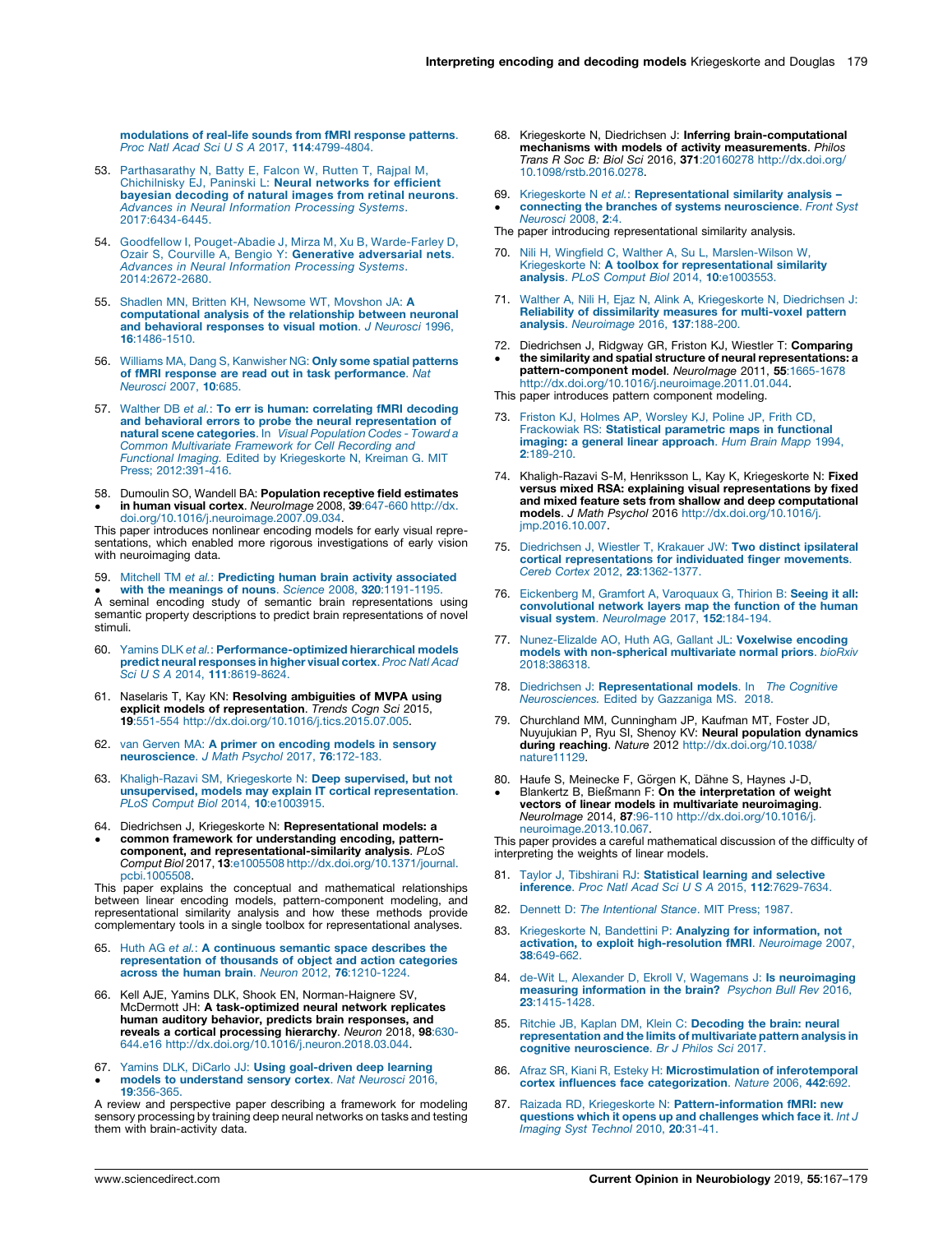modulations of real-life sounds from fMRI response patterns. *Proc Natl Acad Sci U S A* 2017, **114**:4799-4804.

53. Parthasarathy N, Batty E, Falcon W, Rutten T, Rajpal M, Chichilnisky EJ, Paninski L: **Neural networks for efficient bayesian decoding of natural images from retinal neurons**. *Advances in Neural Information Processing Systems*. 2017:6434-6445.

54. Goodfellow I, Pouget-Abadie J, Mirza M, Xu B, Warde-Farley D, Ozair S, Courville A, Bengio Y: **Generative adversarial nets**. *Advances in Neural Information Processing Systems*. 2014:2672-2680.

55. Shadlen MN, Britten KH, Newsome WT, Movshon JA: **A computational analysis of the relationship between neuronal and behavioral responses to visual motion**. *J Neurosci* 1996, **16**:1486-1510.

56. Williams MA, Dang S, Kanwisher NG: **Only some spatial patterns of fMRI response are read out in task performance**. *Nat Neurosci* 2007, **10**:685.

57. Walther DB *et al.*: **To err is human: correlating fMRI decoding and behavioral errors to probe the neural representation of natural scene categories**. In *Visual Population Codes - Toward a Common Multivariate Framework for Cell Recording and Functional Imaging.* Edited by Kriegeskorte N, Kreiman G. MIT Press; 2012:391-416.

58. • Dumoulin SO, Wandell BA: **Population receptive field estimates in human visual cortex**. *NeuroImage* 2008, **39**:647-660 http://dx.doi.org/10.1016/j.neuroimage.2007.09.034.
This paper introduces nonlinear encoding models for early visual representations, which enabled more rigorous investigations of early vision with neuroimaging data.

59. • Mitchell TM *et al.*: **Predicting human brain activity associated with the meanings of nouns**. *Science* 2008, **320**:1191-1195.
A seminal encoding study of semantic brain representations using semantic property descriptions to predict brain representations of novel stimuli.

60. Yamins DLK *et al.*: **Performance-optimized hierarchical models predict neural responses in higher visual cortex**. *Proc Natl Acad Sci U S A* 2014, **111**:8619-8624.

61. Naselaris T, Kay KN: **Resolving ambiguities of MVPA using explicit models of representation**. *Trends Cogn Sci* 2015, **19**:551-554 http://dx.doi.org/10.1016/j.tics.2015.07.005.

62. van Gerven MA: **A primer on encoding models in sensory neuroscience**. *J Math Psychol* 2017, **76**:172-183.

63. Khaligh-Razavi SM, Kriegeskorte N: **Deep supervised, but not unsupervised, models may explain IT cortical representation**. *PLoS Comput Biol* 2014, **10**:e1003915.

64. • Diedrichsen J, Kriegeskorte N: **Representational models: a common framework for understanding encoding, pattern-component, and representational-similarity analysis**. *PLoS Comput Biol* 2017, **13**:e1005508 http://dx.doi.org/10.1371/journal.pcbi.1005508.
This paper explains the conceptual and mathematical relationships between linear encoding models, pattern-component modeling, and representational similarity analysis and how these methods provide complementary tools in a single toolbox for representational analyses.

65. Huth AG *et al.*: **A continuous semantic space describes the representation of thousands of object and action categories across the human brain**. *Neuron* 2012, **76**:1210-1224.

66. Kell AJE, Yamins DLK, Shook EN, Norman-Haignere SV, McDermott JH: **A task-optimized neural network replicates human auditory behavior, predicts brain responses, and reveals a cortical processing hierarchy**. *Neuron* 2018, **98**:630-644.e16 http://dx.doi.org/10.1016/j.neuron.2018.03.044.

67. • Yamins DLK, DiCarlo JJ: **Using goal-driven deep learning models to understand sensory cortex**. *Nat Neurosci* 2016, **19**:356-365.
A review and perspective paper describing a framework for modeling sensory processing by training deep neural networks on tasks and testing them with brain-activity data.

68. Kriegeskorte N, Diedrichsen J: **Inferring brain-computational mechanisms with models of activity measurements**. *Philos Trans R Soc B: Biol Sci* 2016, **371**:20160278 http://dx.doi.org/10.1098/rstb.2016.0278.

69. • Kriegeskorte N *et al.*: **Representational similarity analysis – connecting the branches of systems neuroscience**. *Front Syst Neurosci* 2008, **2**:4.
The paper introducing representational similarity analysis.

70. Nili H, Wingfield C, Walther A, Su L, Marslen-Wilson W, Kriegeskorte N: **A toolbox for representational similarity analysis**. *PLoS Comput Biol* 2014, **10**:e1003553.

71. Walther A, Nili H, Ejaz N, Alink A, Kriegeskorte N, Diedrichsen J: **Reliability of dissimilarity measures for multi-voxel pattern analysis**. *Neuroimage* 2016, **137**:188-200.

72. • Diedrichsen J, Ridgway GR, Friston KJ, Wiestler T: **Comparing the similarity and spatial structure of neural representations: a pattern-component model**. *NeuroImage* 2011, **55**:1665-1678 http://dx.doi.org/10.1016/j.neuroimage.2011.01.044.
This paper introduces pattern component modeling.

73. Friston KJ, Holmes AP, Worsley KJ, Poline JP, Frith CD, Frackowiak RS: **Statistical parametric maps in functional imaging: a general linear approach**. *Hum Brain Mapp* 1994, **2**:189-210.

74. Khaligh-Razavi S-M, Henriksson L, Kay K, Kriegeskorte N: **Fixed versus mixed RSA: explaining visual representations by fixed and mixed feature sets from shallow and deep computational models**. *J Math Psychol* 2016 http://dx.doi.org/10.1016/j.jmp.2016.10.007.

75. Diedrichsen J, Wiestler T, Krakauer JW: **Two distinct ipsilateral cortical representations for individuated finger movements**. *Cereb Cortex* 2012, **23**:1362-1377.

76. Eickenberg M, Gramfort A, Varoquaux G, Thirion B: **Seeing it all: convolutional network layers map the function of the human visual system**. *NeuroImage* 2017, **152**:184-194.

77. Nunez-Elizalde AO, Huth AG, Gallant JL: **Voxelwise encoding models with non-spherical multivariate normal priors**. *bioRxiv* 2018:386318.

78. Diedrichsen J: **Representational models**. In *The Cognitive Neurosciences.* Edited by Gazzaniga MS. 2018.

79. Churchland MM, Cunningham JP, Kaufman MT, Foster JD, Nuyujukian P, Ryu SI, Shenoy KV: **Neural population dynamics during reaching**. *Nature* 2012 http://dx.doi.org/10.1038/nature11129.

80. • Haufe S, Meinecke F, Görgen K, Dähne S, Haynes J-D, Blankertz B, Bießmann F: **On the interpretation of weight vectors of linear models in multivariate neuroimaging**. *NeuroImage* 2014, **87**:96-110 http://dx.doi.org/10.1016/j.neuroimage.2013.10.067.
This paper provides a careful mathematical discussion of the difficulty of interpreting the weights of linear models.

81. Taylor J, Tibshirani RJ: **Statistical learning and selective inference**. *Proc Natl Acad Sci U S A* 2015, **112**:7629-7634.

82. Dennett D: *The Intentional Stance*. MIT Press; 1987.

83. Kriegeskorte N, Bandettini P: **Analyzing for information, not activation, to exploit high-resolution fMRI**. *Neuroimage* 2007, **38**:649-662.

84. de-Wit L, Alexander D, Ekroll V, Wagemans J: **Is neuroimaging measuring information in the brain?** *Psychon Bull Rev* 2016, **23**:1415-1428.

85. Ritchie JB, Kaplan DM, Klein C: **Decoding the brain: neural representation and the limits of multivariate pattern analysis in cognitive neuroscience**. *Br J Philos Sci* 2017.

86. Afraz SR, Kiani R, Esteky H: **Microstimulation of inferotemporal cortex influences face categorization**. *Nature* 2006, **442**:692.

87. Raizada RD, Kriegeskorte N: **Pattern-information fMRI: new questions which it opens up and challenges which face it**. *Int J Imaging Syst Technol* 2010, **20**:31-41.